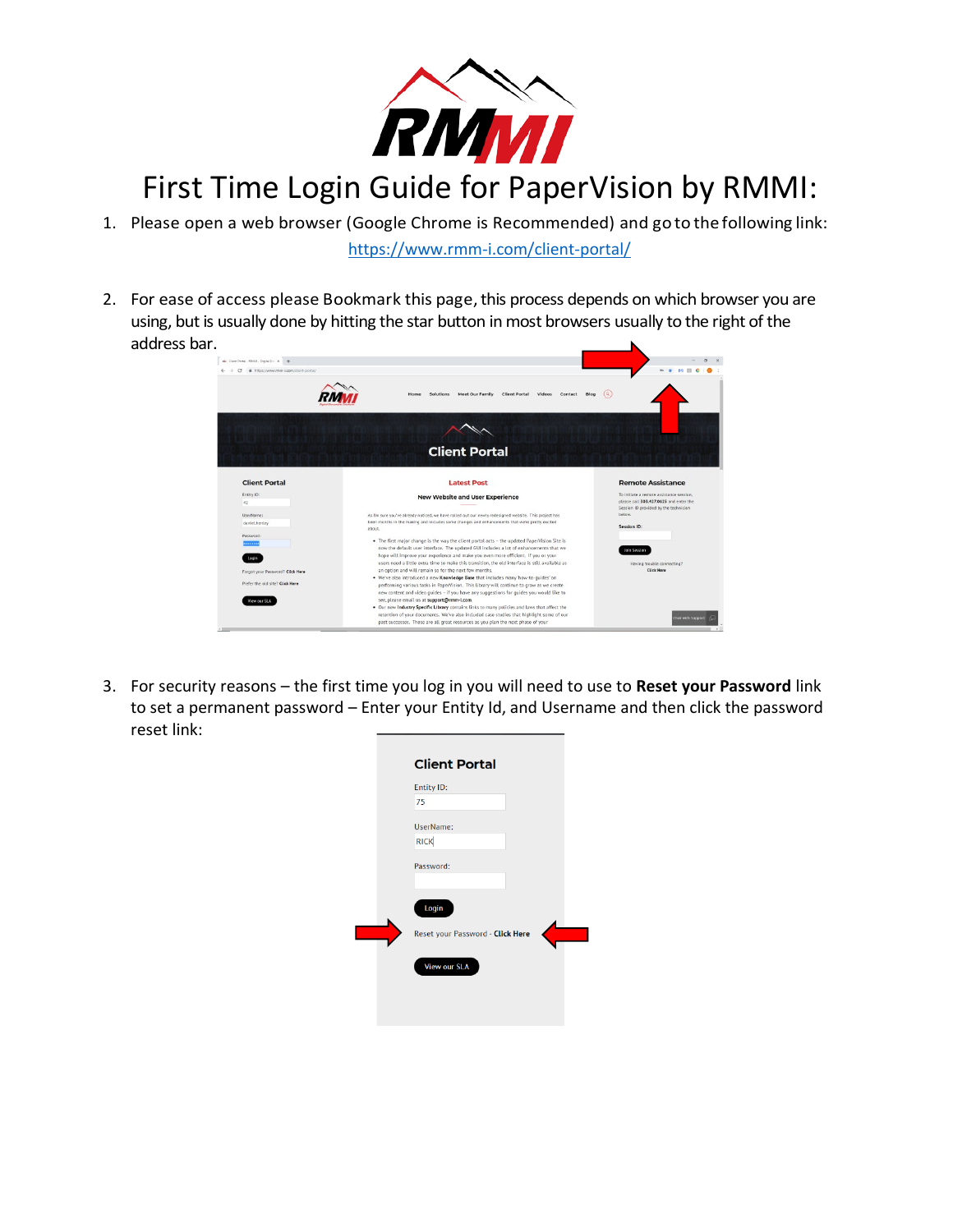# First Time Login Guide for PaperVision by RMMI:

1. Please open a web browser (Google Chrome is Recommended) and go to the following link:
   https://www.rmm-i.com/client-portal/

2. For ease of access please Bookmark this page, this process depends on which browser you are using, but is usually done by hitting the star button in most browsers usually to the right of the address bar.

3. For security reasons – the first time you log in you will need to use to **Reset your Password** link to set a permanent password – Enter your Entity Id, and Username and then click the password reset link: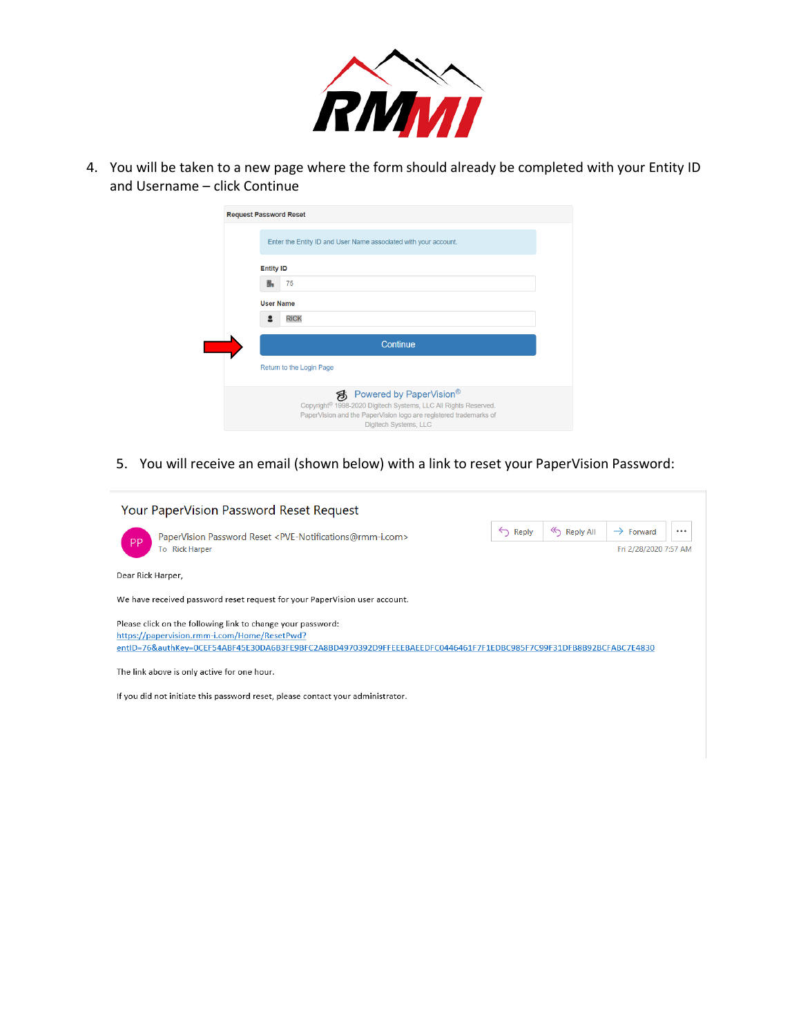4. You will be taken to a new page where the form should already be completed with your Entity ID and Username – click Continue

Request Password Reset

Enter the Entity ID and User Name associated with your account.

Entity ID

75

User Name

RICK

Continue

Return to the Login Page

Powered by PaperVision®

Copyright® 1998-2020 Digitech Systems, LLC All Rights Reserved.
PaperVision and the PaperVision logo are registered trademarks of Digitech Systems, LLC

5. You will receive an email (shown below) with a link to reset your PaperVision Password:

Your PaperVision Password Reset Request

PaperVision Password Reset <PVE-Notifications@rmm-i.com>
To Rick Harper

Reply | Reply All | Forward | ...

Fri 2/28/2020 7:57 AM

Dear Rick Harper,

We have received password reset request for your PaperVision user account.

Please click on the following link to change your password:
https://papervision.rmm-i.com/Home/ResetPwd?entID=76&authKey=0CEF54ABF45E30DA6B3FE9BFC2A8BD4970392D9FFEEEBAEEDFC0446461F7F1EDBC985F7C99F31DFB8B92BCFABC7E4830

The link above is only active for one hour.

If you did not initiate this password reset, please contact your administrator.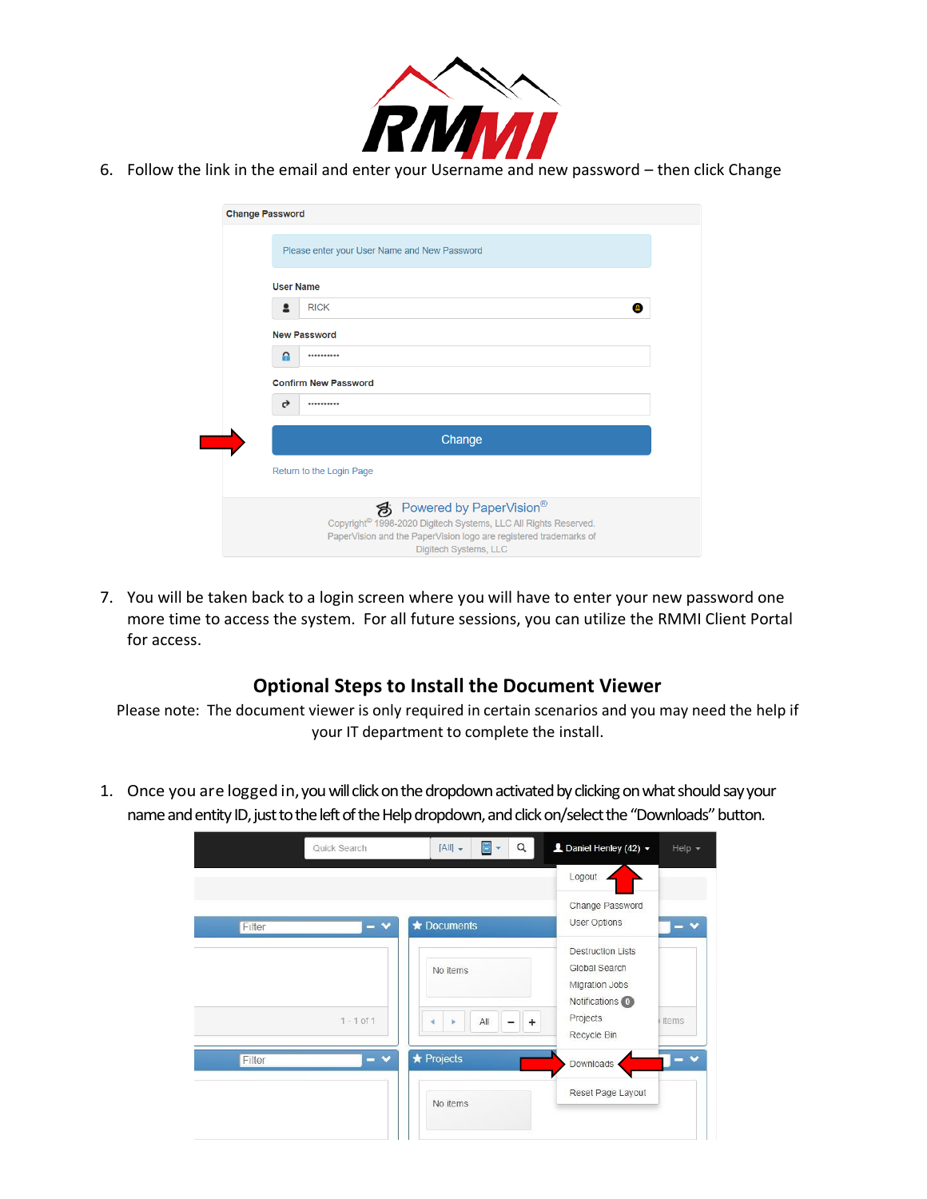6. Follow the link in the email and enter your Username and new password – then click Change

7. You will be taken back to a login screen where you will have to enter your new password one more time to access the system. For all future sessions, you can utilize the RMMI Client Portal for access.

## Optional Steps to Install the Document Viewer

Please note: The document viewer is only required in certain scenarios and you may need the help if your IT department to complete the install.

1. Once you are logged in, you will click on the dropdown activated by clicking on what should say your name and entity ID, just to the left of the Help dropdown, and click on/select the "Downloads" button.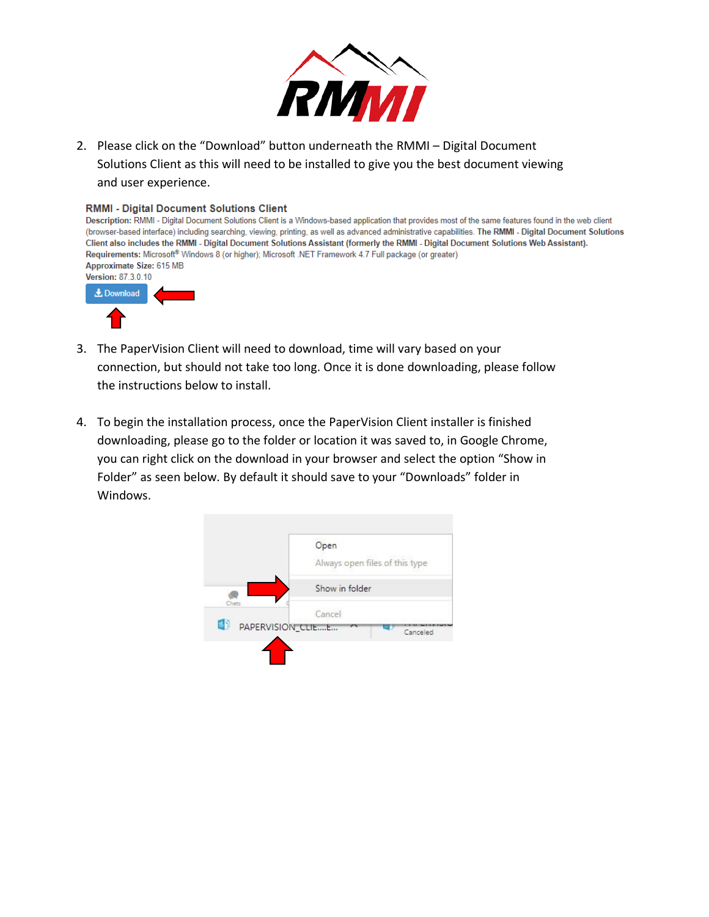2. Please click on the "Download" button underneath the RMMI – Digital Document Solutions Client as this will need to be installed to give you the best document viewing and user experience.

**RMMI - Digital Document Solutions Client**

**Description:** RMMI - Digital Document Solutions Client is a Windows-based application that provides most of the same features found in the web client (browser-based interface) including searching, viewing, printing, as well as advanced administrative capabilities. **The RMMI - Digital Document Solutions Client also includes the RMMI - Digital Document Solutions Assistant (formerly the RMMI - Digital Document Solutions Web Assistant).**
**Requirements:** Microsoft® Windows 8 (or higher); Microsoft .NET Framework 4.7 Full package (or greater)
**Approximate Size:** 615 MB
**Version:** 87.3.0.10

Download

3. The PaperVision Client will need to download, time will vary based on your connection, but should not take too long. Once it is done downloading, please follow the instructions below to install.

4. To begin the installation process, once the PaperVision Client installer is finished downloading, please go to the folder or location it was saved to, in Google Chrome, you can right click on the download in your browser and select the option "Show in Folder" as seen below. By default it should save to your "Downloads" folder in Windows.

Open
Always open files of this type
Show in folder
Cancel

PAPERVISION_CLIE....E...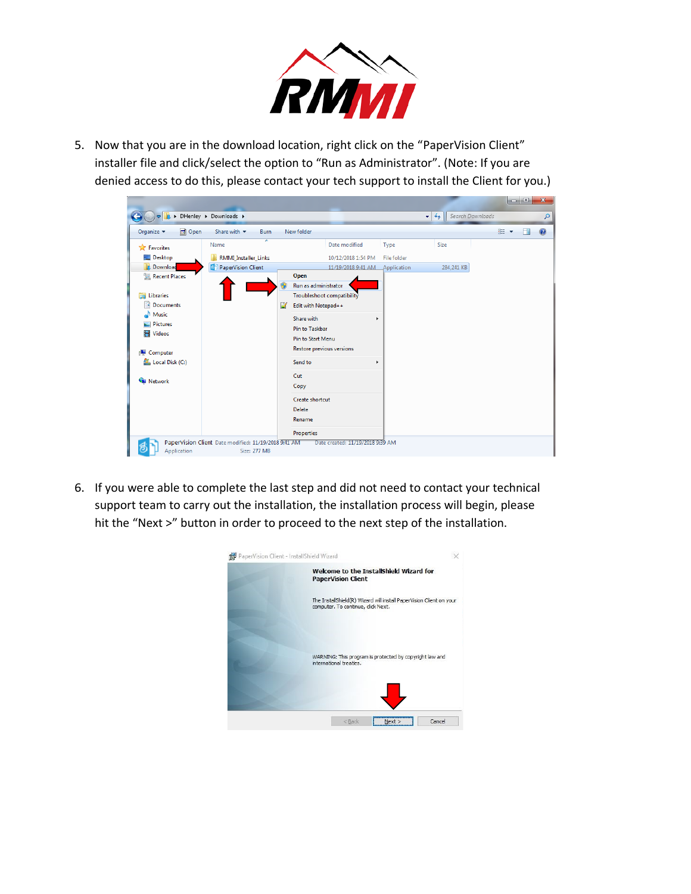5. Now that you are in the download location, right click on the “PaperVision Client” installer file and click/select the option to “Run as Administrator”. (Note: If you are denied access to do this, please contact your tech support to install the Client for you.)

6. If you were able to complete the last step and did not need to contact your technical support team to carry out the installation, the installation process will begin, please hit the “Next >” button in order to proceed to the next step of the installation.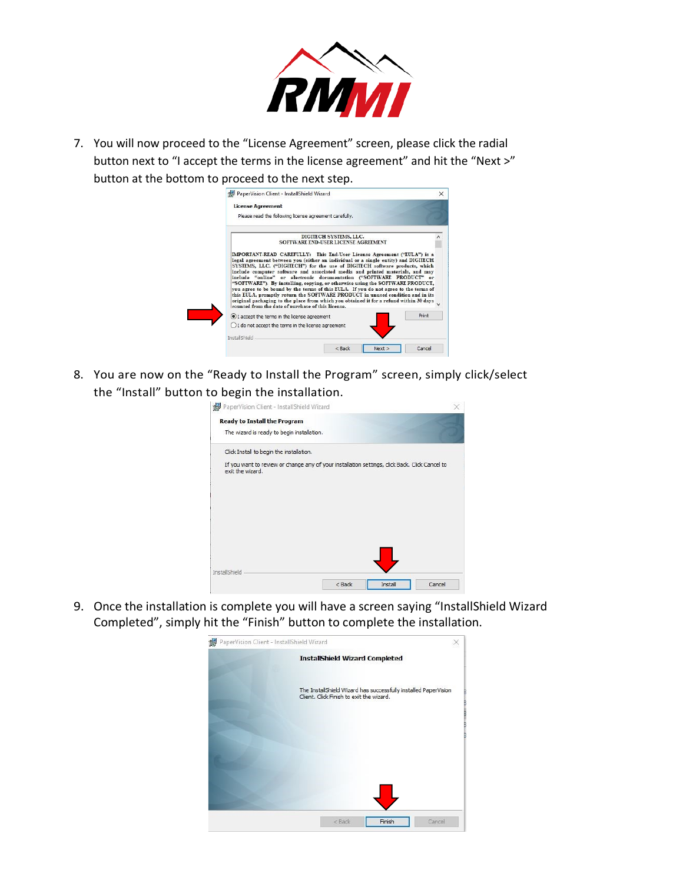7. You will now proceed to the “License Agreement” screen, please click the radial button next to “I accept the terms in the license agreement” and hit the “Next >” button at the bottom to proceed to the next step.

8. You are now on the “Ready to Install the Program” screen, simply click/select the “Install” button to begin the installation.

9. Once the installation is complete you will have a screen saying “InstallShield Wizard Completed”, simply hit the “Finish” button to complete the installation.